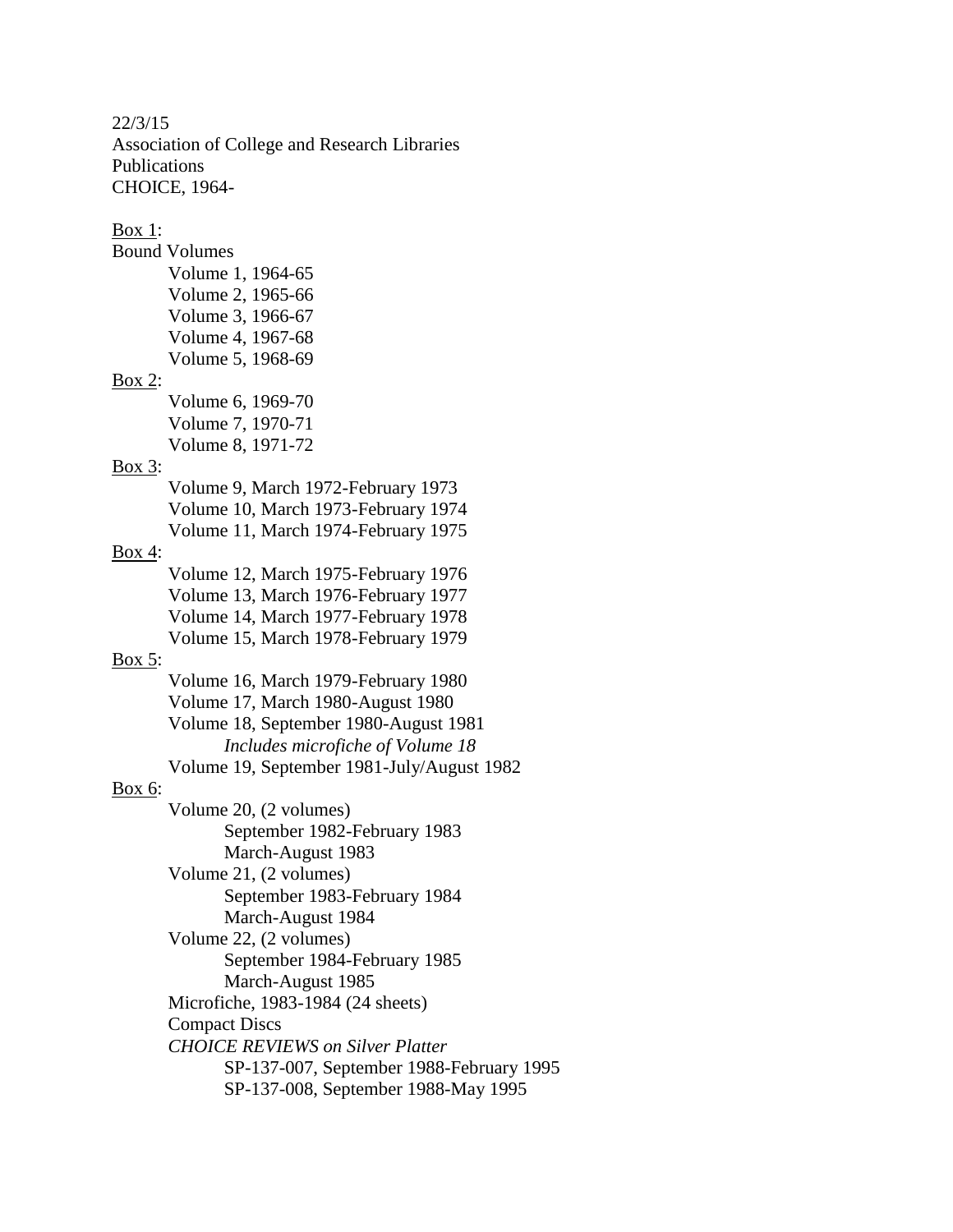22/3/15
Association of College and Research Libraries
Publications
CHOICE, 1964-

Box 1:
Bound Volumes
- Volume 1, 1964-65
- Volume 2, 1965-66
- Volume 3, 1966-67
- Volume 4, 1967-68
- Volume 5, 1968-69

Box 2:
- Volume 6, 1969-70
- Volume 7, 1970-71
- Volume 8, 1971-72

Box 3:
- Volume 9, March 1972-February 1973
- Volume 10, March 1973-February 1974
- Volume 11, March 1974-February 1975

Box 4:
- Volume 12, March 1975-February 1976
- Volume 13, March 1976-February 1977
- Volume 14, March 1977-February 1978
- Volume 15, March 1978-February 1979

Box 5:
- Volume 16, March 1979-February 1980
- Volume 17, March 1980-August 1980
- Volume 18, September 1980-August 1981
  - *Includes microfiche of Volume 18*
- Volume 19, September 1981-July/August 1982

Box 6:
- Volume 20, (2 volumes)
  - September 1982-February 1983
  - March-August 1983
- Volume 21, (2 volumes)
  - September 1983-February 1984
  - March-August 1984
- Volume 22, (2 volumes)
  - September 1984-February 1985
  - March-August 1985
- Microfiche, 1983-1984 (24 sheets)
- Compact Discs
- *CHOICE REVIEWS on Silver Platter*
  - SP-137-007, September 1988-February 1995
  - SP-137-008, September 1988-May 1995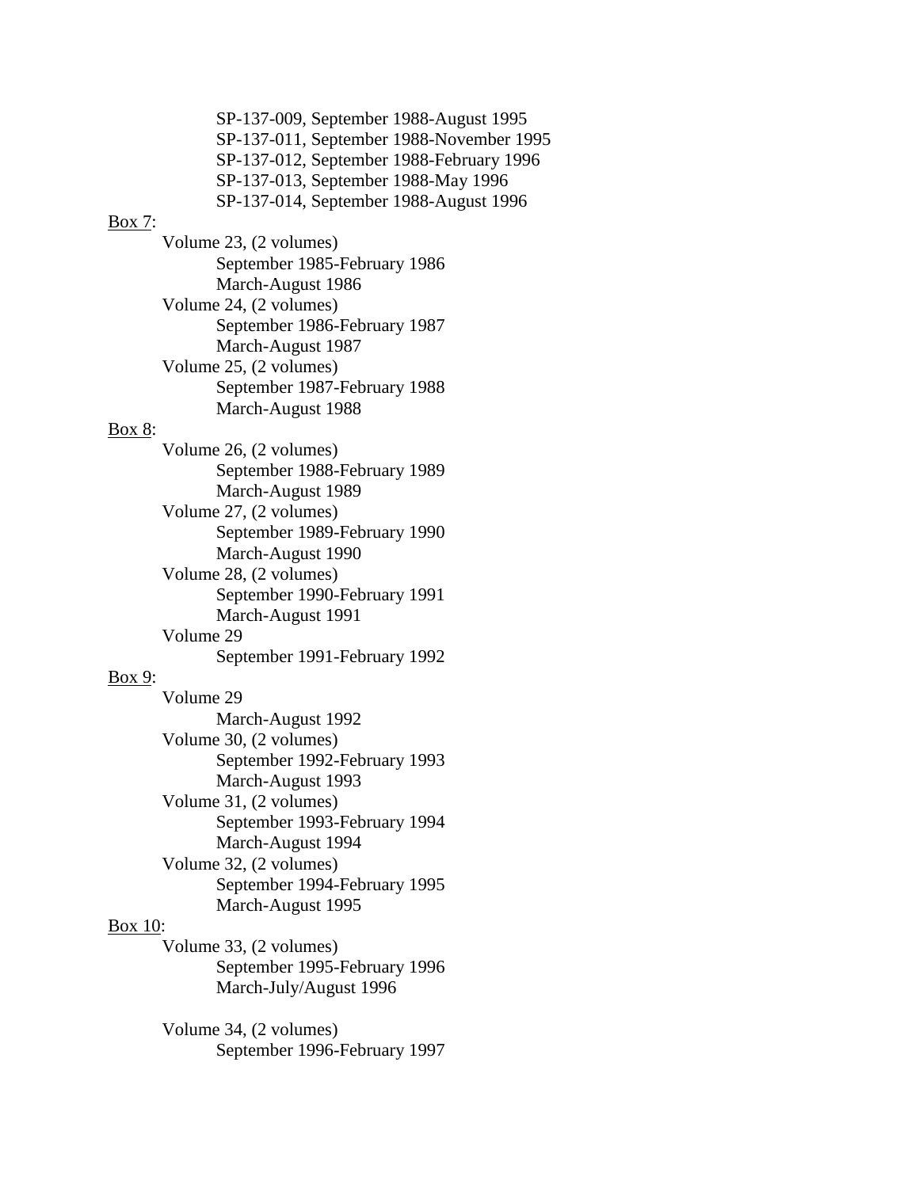SP-137-009, September 1988-August 1995
SP-137-011, September 1988-November 1995
SP-137-012, September 1988-February 1996
SP-137-013, September 1988-May 1996
SP-137-014, September 1988-August 1996

<u>Box 7</u>:

- Volume 23, (2 volumes)
    - September 1985-February 1986
    - March-August 1986
- Volume 24, (2 volumes)
    - September 1986-February 1987
    - March-August 1987
- Volume 25, (2 volumes)
    - September 1987-February 1988
    - March-August 1988

<u>Box 8</u>:

- Volume 26, (2 volumes)
    - September 1988-February 1989
    - March-August 1989
- Volume 27, (2 volumes)
    - September 1989-February 1990
    - March-August 1990
- Volume 28, (2 volumes)
    - September 1990-February 1991
    - March-August 1991
- Volume 29
    - September 1991-February 1992

<u>Box 9</u>:

- Volume 29
    - March-August 1992
- Volume 30, (2 volumes)
    - September 1992-February 1993
    - March-August 1993
- Volume 31, (2 volumes)
    - September 1993-February 1994
    - March-August 1994
- Volume 32, (2 volumes)
    - September 1994-February 1995
    - March-August 1995

<u>Box 10</u>:

- Volume 33, (2 volumes)
    - September 1995-February 1996
    - March-July/August 1996

- Volume 34, (2 volumes)
    - September 1996-February 1997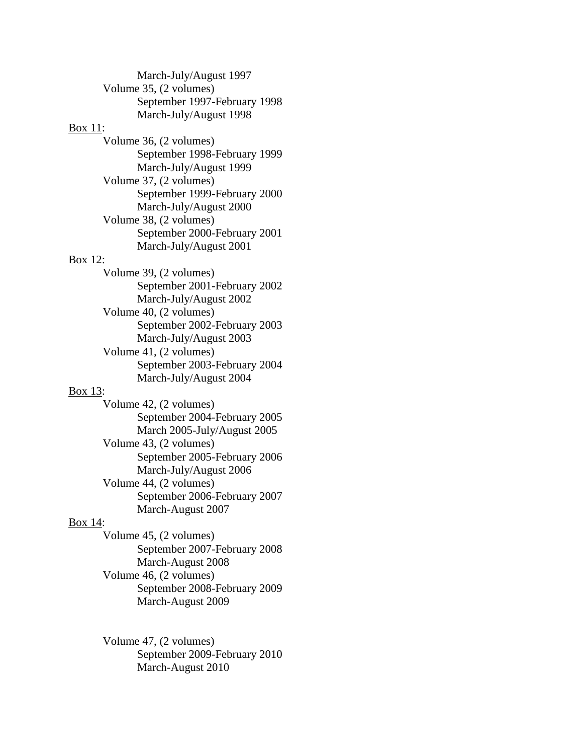March-July/August 1997

Volume 35, (2 volumes)

September 1997-February 1998

March-July/August 1998

<u>Box 11</u>:

Volume 36, (2 volumes)

September 1998-February 1999

March-July/August 1999

Volume 37, (2 volumes)

September 1999-February 2000

March-July/August 2000

Volume 38, (2 volumes)

September 2000-February 2001

March-July/August 2001

<u>Box 12</u>:

Volume 39, (2 volumes)

September 2001-February 2002

March-July/August 2002

Volume 40, (2 volumes)

September 2002-February 2003

March-July/August 2003

Volume 41, (2 volumes)

September 2003-February 2004

March-July/August 2004

<u>Box 13</u>:

Volume 42, (2 volumes)

September 2004-February 2005

March 2005-July/August 2005

Volume 43, (2 volumes)

September 2005-February 2006

March-July/August 2006

Volume 44, (2 volumes)

September 2006-February 2007

March-August 2007

<u>Box 14</u>:

Volume 45, (2 volumes)

September 2007-February 2008

March-August 2008

Volume 46, (2 volumes)

September 2008-February 2009

March-August 2009

Volume 47, (2 volumes)

September 2009-February 2010

March-August 2010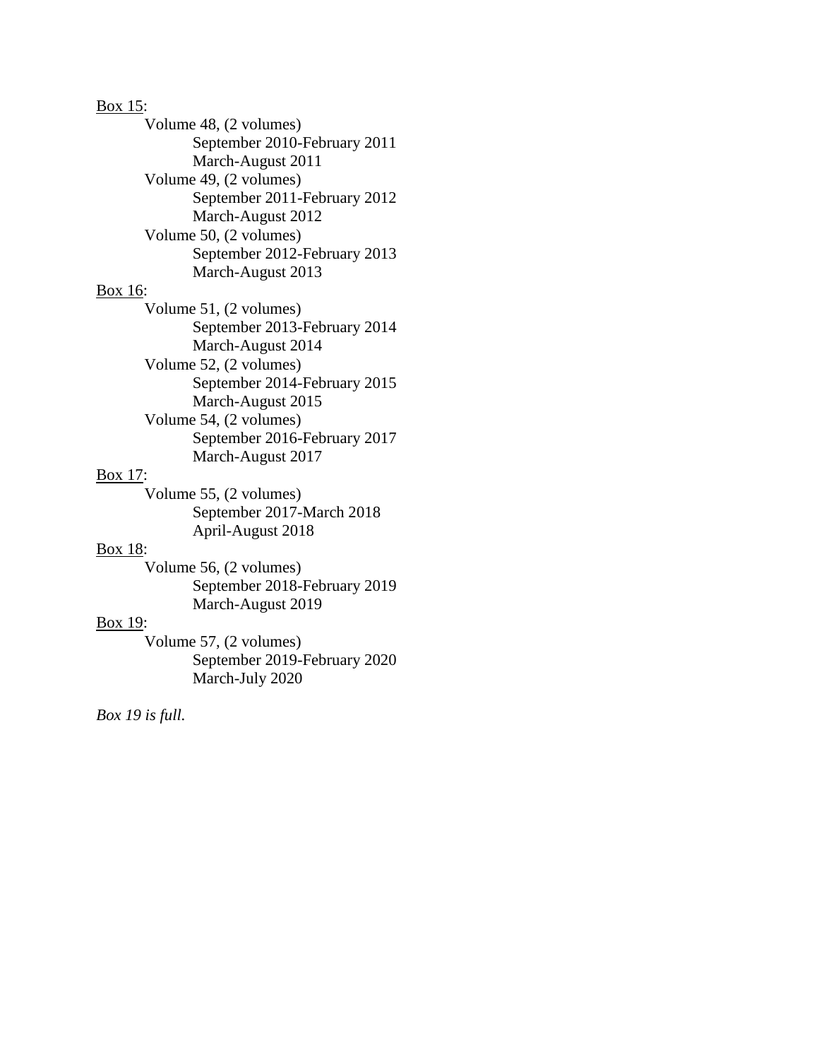<u>Box 15</u>:

- Volume 48, (2 volumes)
  - September 2010-February 2011
  - March-August 2011
- Volume 49, (2 volumes)
  - September 2011-February 2012
  - March-August 2012
- Volume 50, (2 volumes)
  - September 2012-February 2013
  - March-August 2013

<u>Box 16</u>:

- Volume 51, (2 volumes)
  - September 2013-February 2014
  - March-August 2014
- Volume 52, (2 volumes)
  - September 2014-February 2015
  - March-August 2015
- Volume 54, (2 volumes)
  - September 2016-February 2017
  - March-August 2017

<u>Box 17</u>:

- Volume 55, (2 volumes)
  - September 2017-March 2018
  - April-August 2018

<u>Box 18</u>:

- Volume 56, (2 volumes)
  - September 2018-February 2019
  - March-August 2019

<u>Box 19</u>:

- Volume 57, (2 volumes)
  - September 2019-February 2020
  - March-July 2020

*Box 19 is full.*